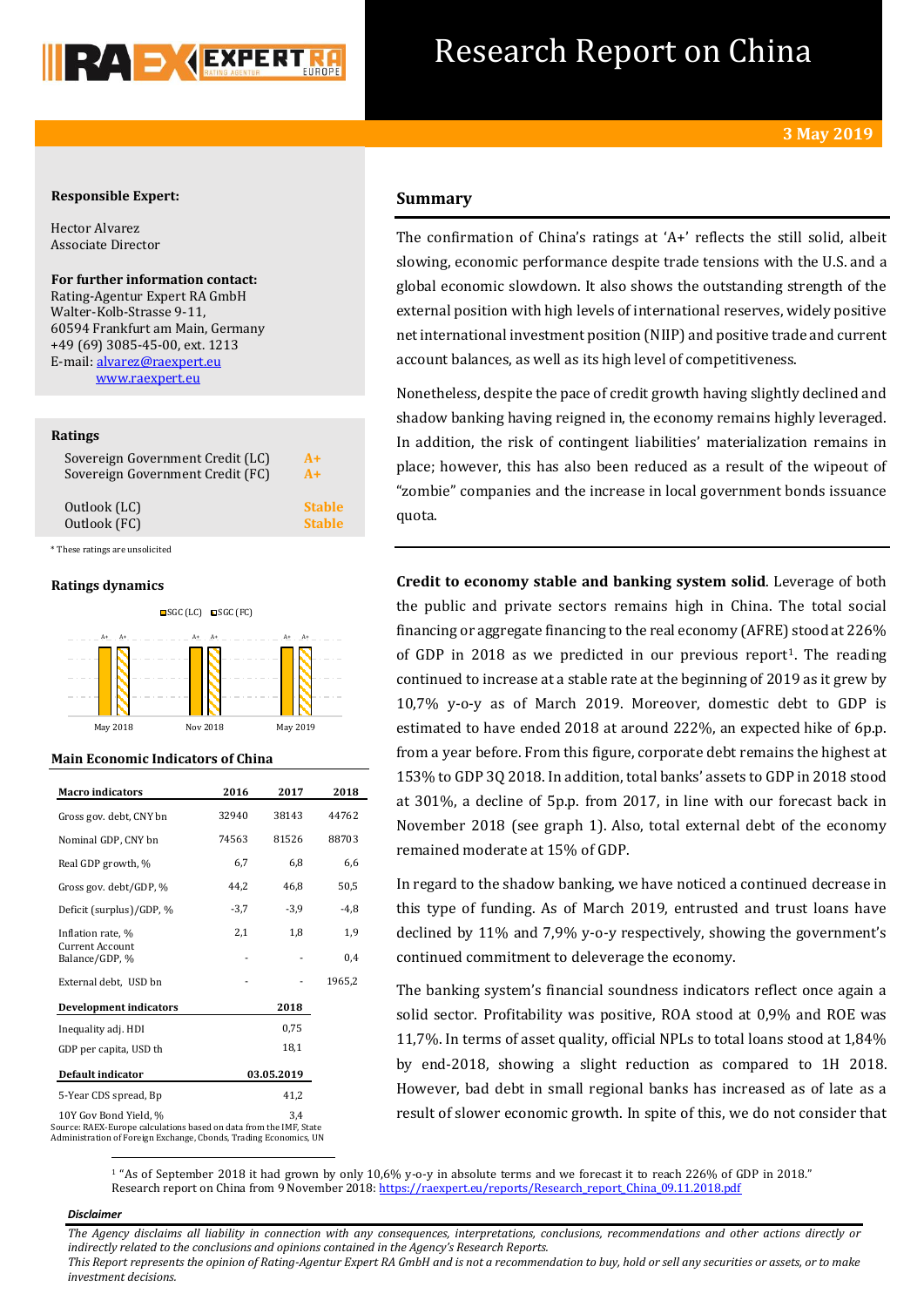# Research Report on China

**3 May 2019**

**Responsible Expert:**

Hector Alvarez
Associate Director

**For further information contact:**
Rating-Agentur Expert RA GmbH
Walter-Kolb-Strasse 9-11,
60594 Frankfurt am Main, Germany
+49 (69) 3085-45-00, ext. 1213
E-mail: alvarez@raexpert.eu
www.raexpert.eu

**Ratings**

| | |
|---|---|
| Sovereign Government Credit (LC) | A+ |
| Sovereign Government Credit (FC) | A+ |
| Outlook (LC) | Stable |
| Outlook (FC) | Stable |

* These ratings are unsolicited

**Ratings dynamics**

| | SGC (LC) | SGC (FC) |
|---|---|---|
| May 2018 | A+ | A+ |
| Nov 2018 | A+ | A+ |
| May 2019 | A+ | A+ |

**Main Economic Indicators of China**

| Macro indicators | 2016 | 2017 | 2018 |
|---|---|---|---|
| Gross gov. debt, CNY bn | 32940 | 38143 | 44762 |
| Nominal GDP, CNY bn | 74563 | 81526 | 88703 |
| Real GDP growth, % | 6,7 | 6,8 | 6,6 |
| Gross gov. debt/GDP, % | 44,2 | 46,8 | 50,5 |
| Deficit (surplus)/GDP, % | -3,7 | -3,9 | -4,8 |
| Inflation rate, % | 2,1 | 1,8 | 1,9 |
| Current Account Balance/GDP, % | - | - | 0,4 |
| External debt, USD bn | - | - | 1965,2 |
| **Development indicators** | | | **2018** |
| Inequality adj. HDI | | | 0,75 |
| GDP per capita, USD th | | | 18,1 |
| **Default indicator** | | | **03.05.2019** |
| 5-Year CDS spread, Bp | | | 41,2 |
| 10Y Gov Bond Yield, % | | | 3,4 |

Source: RAEX-Europe calculations based on data from the IMF, State Administration of Foreign Exchange, Cbonds, Trading Economics, UN

## Summary

The confirmation of China's ratings at 'A+' reflects the still solid, albeit slowing, economic performance despite trade tensions with the U.S. and a global economic slowdown. It also shows the outstanding strength of the external position with high levels of international reserves, widely positive net international investment position (NIIP) and positive trade and current account balances, as well as its high level of competitiveness.

Nonetheless, despite the pace of credit growth having slightly declined and shadow banking having reigned in, the economy remains highly leveraged. In addition, the risk of contingent liabilities' materialization remains in place; however, this has also been reduced as a result of the wipeout of "zombie" companies and the increase in local government bonds issuance quota.

**Credit to economy stable and banking system solid**. Leverage of both the public and private sectors remains high in China. The total social financing or aggregate financing to the real economy (AFRE) stood at 226% of GDP in 2018 as we predicted in our previous report[1]. The reading continued to increase at a stable rate at the beginning of 2019 as it grew by 10,7% y-o-y as of March 2019. Moreover, domestic debt to GDP is estimated to have ended 2018 at around 222%, an expected hike of 6p.p. from a year before. From this figure, corporate debt remains the highest at 153% to GDP 3Q 2018. In addition, total banks' assets to GDP in 2018 stood at 301%, a decline of 5p.p. from 2017, in line with our forecast back in November 2018 (see graph 1). Also, total external debt of the economy remained moderate at 15% of GDP.

In regard to the shadow banking, we have noticed a continued decrease in this type of funding. As of March 2019, entrusted and trust loans have declined by 11% and 7,9% y-o-y respectively, showing the government's continued commitment to deleverage the economy.

The banking system's financial soundness indicators reflect once again a solid sector. Profitability was positive, ROA stood at 0,9% and ROE was 11,7%. In terms of asset quality, official NPLs to total loans stood at 1,84% by end-2018, showing a slight reduction as compared to 1H 2018. However, bad debt in small regional banks has increased as of late as a result of slower economic growth. In spite of this, we do not consider that

[1] "As of September 2018 it had grown by only 10,6% y-o-y in absolute terms and we forecast it to reach 226% of GDP in 2018." Research report on China from 9 November 2018: https://raexpert.eu/reports/Research_report_China_09.11.2018.pdf

*Disclaimer*

*The Agency disclaims all liability in connection with any consequences, interpretations, conclusions, recommendations and other actions directly or indirectly related to the conclusions and opinions contained in the Agency's Research Reports.*
*This Report represents the opinion of Rating-Agentur Expert RA GmbH and is not a recommendation to buy, hold or sell any securities or assets, or to make investment decisions.*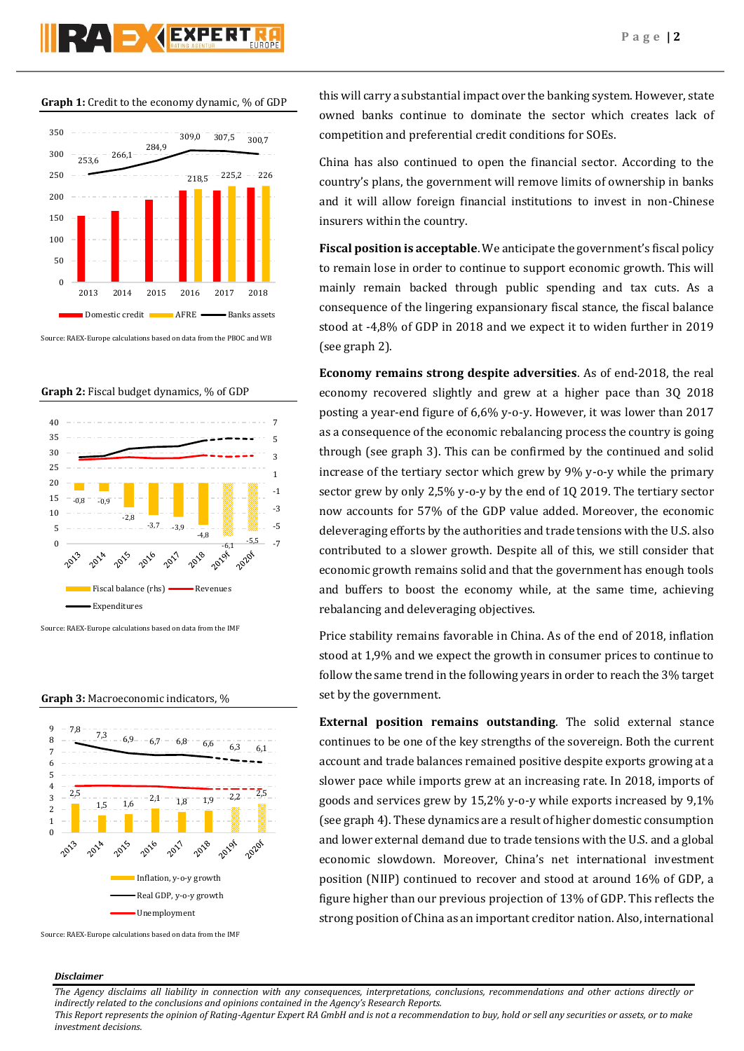**Graph 1:** Credit to the economy dynamic, % of GDP

Source: RAEX-Europe calculations based on data from the PBOC and WB

**Graph 2:** Fiscal budget dynamics, % of GDP

Source: RAEX-Europe calculations based on data from the IMF

**Graph 3:** Macroeconomic indicators, %

Source: RAEX-Europe calculations based on data from the IMF

this will carry a substantial impact over the banking system. However, state owned banks continue to dominate the sector which creates lack of competition and preferential credit conditions for SOEs.

China has also continued to open the financial sector. According to the country's plans, the government will remove limits of ownership in banks and it will allow foreign financial institutions to invest in non-Chinese insurers within the country.

**Fiscal position is acceptable**. We anticipate the government's fiscal policy to remain lose in order to continue to support economic growth. This will mainly remain backed through public spending and tax cuts. As a consequence of the lingering expansionary fiscal stance, the fiscal balance stood at -4,8% of GDP in 2018 and we expect it to widen further in 2019 (see graph 2).

**Economy remains strong despite adversities**. As of end-2018, the real economy recovered slightly and grew at a higher pace than 3Q 2018 posting a year-end figure of 6,6% y-o-y. However, it was lower than 2017 as a consequence of the economic rebalancing process the country is going through (see graph 3). This can be confirmed by the continued and solid increase of the tertiary sector which grew by 9% y-o-y while the primary sector grew by only 2,5% y-o-y by the end of 1Q 2019. The tertiary sector now accounts for 57% of the GDP value added. Moreover, the economic deleveraging efforts by the authorities and trade tensions with the U.S. also contributed to a slower growth. Despite all of this, we still consider that economic growth remains solid and that the government has enough tools and buffers to boost the economy while, at the same time, achieving rebalancing and deleveraging objectives.

Price stability remains favorable in China. As of the end of 2018, inflation stood at 1,9% and we expect the growth in consumer prices to continue to follow the same trend in the following years in order to reach the 3% target set by the government.

**External position remains outstanding**. The solid external stance continues to be one of the key strengths of the sovereign. Both the current account and trade balances remained positive despite exports growing at a slower pace while imports grew at an increasing rate. In 2018, imports of goods and services grew by 15,2% y-o-y while exports increased by 9,1% (see graph 4). These dynamics are a result of higher domestic consumption and lower external demand due to trade tensions with the U.S. and a global economic slowdown. Moreover, China's net international investment position (NIIP) continued to recover and stood at around 16% of GDP, a figure higher than our previous projection of 13% of GDP. This reflects the strong position of China as an important creditor nation. Also, international

*Disclaimer*

*The Agency disclaims all liability in connection with any consequences, interpretations, conclusions, recommendations and other actions directly or indirectly related to the conclusions and opinions contained in the Agency's Research Reports.*
*This Report represents the opinion of Rating-Agentur Expert RA GmbH and is not a recommendation to buy, hold or sell any securities or assets, or to make investment decisions.*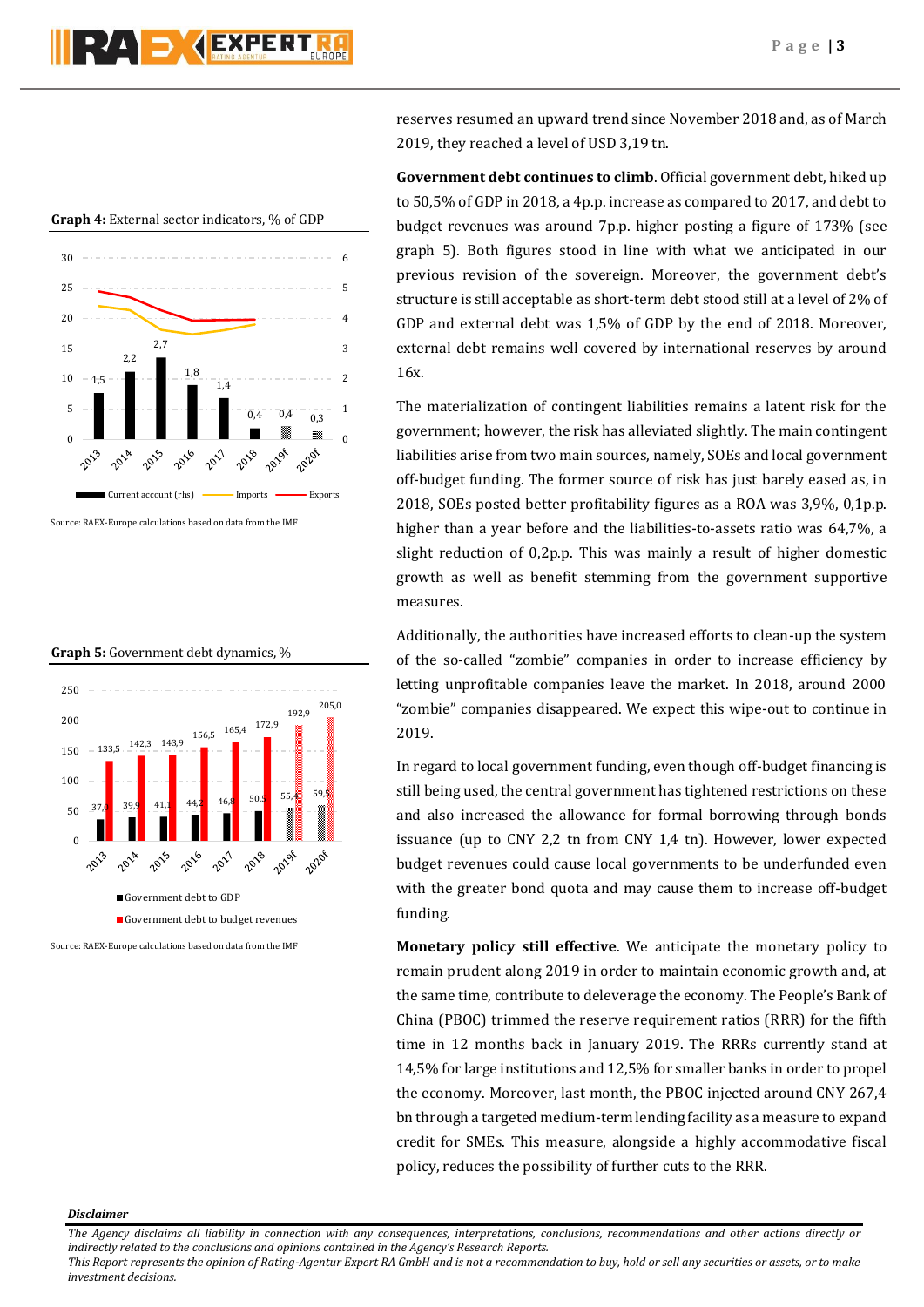**Graph 4:** External sector indicators, % of GDP

Source: RAEX-Europe calculations based on data from the IMF

**Graph 5:** Government debt dynamics, %

Source: RAEX-Europe calculations based on data from the IMF

reserves resumed an upward trend since November 2018 and, as of March 2019, they reached a level of USD 3,19 tn.

**Government debt continues to climb**. Official government debt, hiked up to 50,5% of GDP in 2018, a 4p.p. increase as compared to 2017, and debt to budget revenues was around 7p.p. higher posting a figure of 173% (see graph 5). Both figures stood in line with what we anticipated in our previous revision of the sovereign. Moreover, the government debt's structure is still acceptable as short-term debt stood still at a level of 2% of GDP and external debt was 1,5% of GDP by the end of 2018. Moreover, external debt remains well covered by international reserves by around 16x.

The materialization of contingent liabilities remains a latent risk for the government; however, the risk has alleviated slightly. The main contingent liabilities arise from two main sources, namely, SOEs and local government off-budget funding. The former source of risk has just barely eased as, in 2018, SOEs posted better profitability figures as a ROA was 3,9%, 0,1p.p. higher than a year before and the liabilities-to-assets ratio was 64,7%, a slight reduction of 0,2p.p. This was mainly a result of higher domestic growth as well as benefit stemming from the government supportive measures.

Additionally, the authorities have increased efforts to clean-up the system of the so-called "zombie" companies in order to increase efficiency by letting unprofitable companies leave the market. In 2018, around 2000 "zombie" companies disappeared. We expect this wipe-out to continue in 2019.

In regard to local government funding, even though off-budget financing is still being used, the central government has tightened restrictions on these and also increased the allowance for formal borrowing through bonds issuance (up to CNY 2,2 tn from CNY 1,4 tn). However, lower expected budget revenues could cause local governments to be underfunded even with the greater bond quota and may cause them to increase off-budget funding.

**Monetary policy still effective**. We anticipate the monetary policy to remain prudent along 2019 in order to maintain economic growth and, at the same time, contribute to deleverage the economy. The People's Bank of China (PBOC) trimmed the reserve requirement ratios (RRR) for the fifth time in 12 months back in January 2019. The RRRs currently stand at 14,5% for large institutions and 12,5% for smaller banks in order to propel the economy. Moreover, last month, the PBOC injected around CNY 267,4 bn through a targeted medium-term lending facility as a measure to expand credit for SMEs. This measure, alongside a highly accommodative fiscal policy, reduces the possibility of further cuts to the RRR.

***Disclaimer***

*The Agency disclaims all liability in connection with any consequences, interpretations, conclusions, recommendations and other actions directly or indirectly related to the conclusions and opinions contained in the Agency's Research Reports.*
*This Report represents the opinion of Rating-Agentur Expert RA GmbH and is not a recommendation to buy, hold or sell any securities or assets, or to make investment decisions.*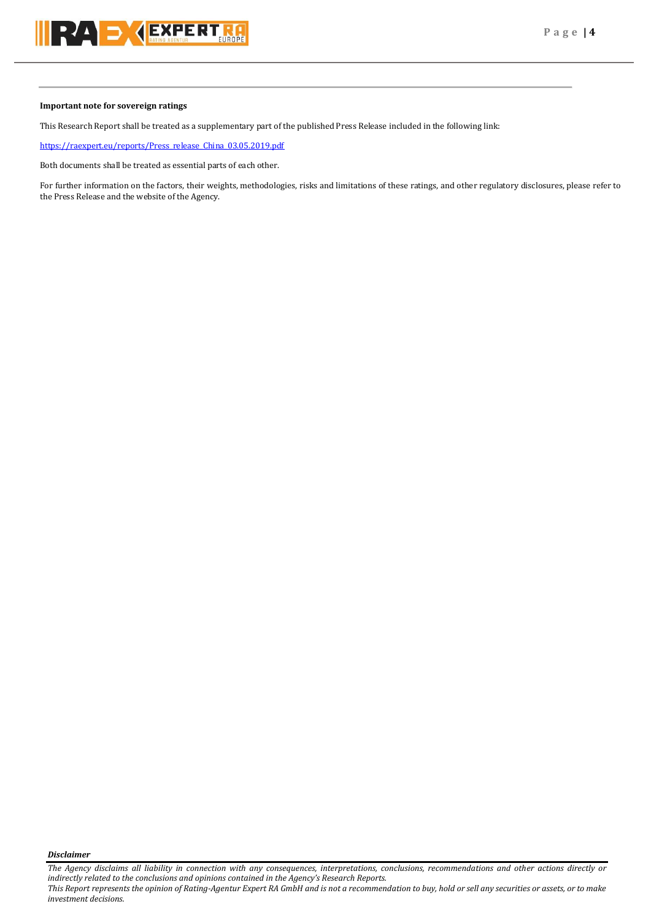**Important note for sovereign ratings**

This Research Report shall be treated as a supplementary part of the published Press Release included in the following link:

[https://raexpert.eu/reports/Press_release_China_03.05.2019.pdf](https://raexpert.eu/reports/Press_release_China_03.05.2019.pdf)

Both documents shall be treated as essential parts of each other.

For further information on the factors, their weights, methodologies, risks and limitations of these ratings, and other regulatory disclosures, please refer to the Press Release and the website of the Agency.

***Disclaimer***

*The Agency disclaims all liability in connection with any consequences, interpretations, conclusions, recommendations and other actions directly or indirectly related to the conclusions and opinions contained in the Agency's Research Reports.*

*This Report represents the opinion of Rating-Agentur Expert RA GmbH and is not a recommendation to buy, hold or sell any securities or assets, or to make investment decisions.*